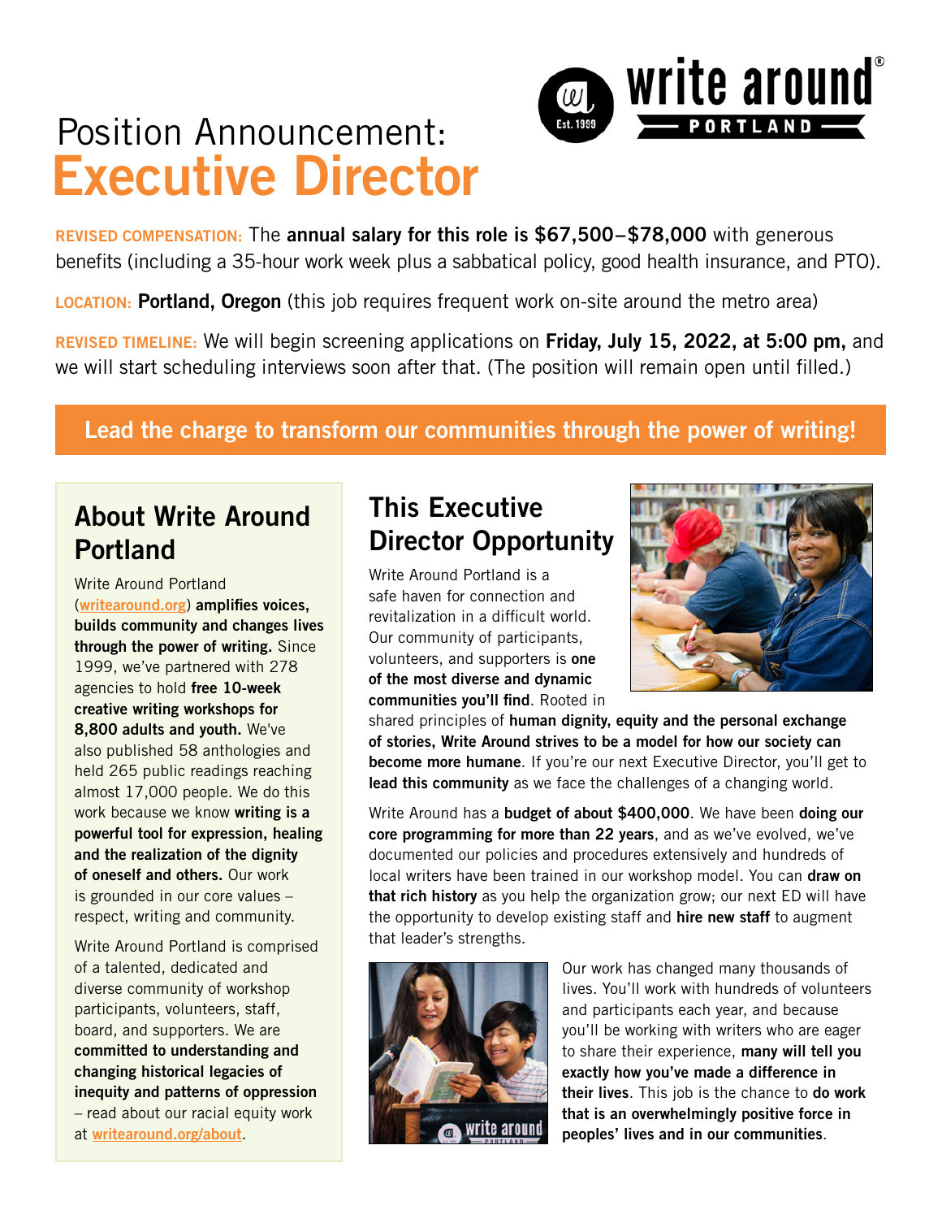# Position Announcement: Executive Director

**REVISED COMPENSATION:** The **annual salary for this role is $67,500–$78,000** with generous benefits (including a 35-hour work week plus a sabbatical policy, good health insurance, and PTO).

**LOCATION:** **Portland, Oregon** (this job requires frequent work on-site around the metro area)

**REVISED TIMELINE:** We will begin screening applications on **Friday, July 15, 2022, at 5:00 pm,** and we will start scheduling interviews soon after that. (The position will remain open until filled.)

**Lead the charge to transform our communities through the power of writing!**

## About Write Around Portland

Write Around Portland (writearound.org) **amplifies voices, builds community and changes lives through the power of writing.** Since 1999, we've partnered with 278 agencies to hold **free 10-week creative writing workshops for 8,800 adults and youth.** We've also published 58 anthologies and held 265 public readings reaching almost 17,000 people. We do this work because we know **writing is a powerful tool for expression, healing and the realization of the dignity of oneself and others.** Our work is grounded in our core values – respect, writing and community.

Write Around Portland is comprised of a talented, dedicated and diverse community of workshop participants, volunteers, staff, board, and supporters. We are **committed to understanding and changing historical legacies of inequity and patterns of oppression** – read about our racial equity work at writearound.org/about.

## This Executive Director Opportunity

Write Around Portland is a safe haven for connection and revitalization in a difficult world. Our community of participants, volunteers, and supporters is **one of the most diverse and dynamic communities you'll find**. Rooted in shared principles of **human dignity, equity and the personal exchange of stories, Write Around strives to be a model for how our society can become more humane**. If you're our next Executive Director, you'll get to **lead this community** as we face the challenges of a changing world.

Write Around has a **budget of about $400,000**. We have been **doing our core programming for more than 22 years**, and as we've evolved, we've documented our policies and procedures extensively and hundreds of local writers have been trained in our workshop model. You can **draw on that rich history** as you help the organization grow; our next ED will have the opportunity to develop existing staff and **hire new staff** to augment that leader's strengths.

Our work has changed many thousands of lives. You'll work with hundreds of volunteers and participants each year, and because you'll be working with writers who are eager to share their experience, **many will tell you exactly how you've made a difference in their lives**. This job is the chance to **do work that is an overwhelmingly positive force in peoples' lives and in our communities**.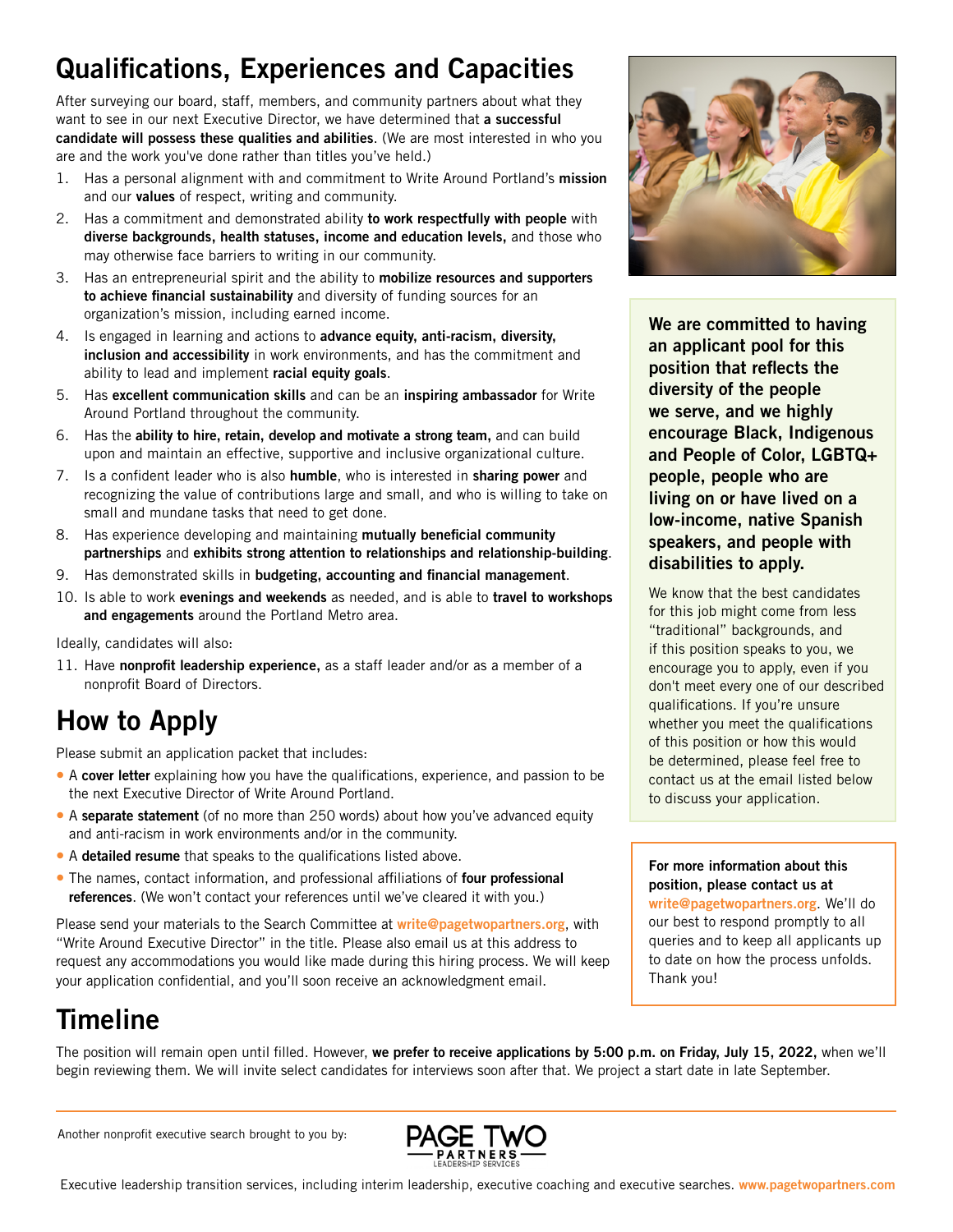## Qualifications, Experiences and Capacities

After surveying our board, staff, members, and community partners about what they want to see in our next Executive Director, we have determined that **a successful candidate will possess these qualities and abilities**. (We are most interested in who you are and the work you've done rather than titles you've held.)

1. Has a personal alignment with and commitment to Write Around Portland's **mission** and our **values** of respect, writing and community.
2. Has a commitment and demonstrated ability **to work respectfully with people** with **diverse backgrounds, health statuses, income and education levels,** and those who may otherwise face barriers to writing in our community.
3. Has an entrepreneurial spirit and the ability to **mobilize resources and supporters to achieve financial sustainability** and diversity of funding sources for an organization's mission, including earned income.
4. Is engaged in learning and actions to **advance equity, anti-racism, diversity, inclusion and accessibility** in work environments, and has the commitment and ability to lead and implement **racial equity goals**.
5. Has **excellent communication skills** and can be an **inspiring ambassador** for Write Around Portland throughout the community.
6. Has the **ability to hire, retain, develop and motivate a strong team,** and can build upon and maintain an effective, supportive and inclusive organizational culture.
7. Is a confident leader who is also **humble**, who is interested in **sharing power** and recognizing the value of contributions large and small, and who is willing to take on small and mundane tasks that need to get done.
8. Has experience developing and maintaining **mutually beneficial community partnerships** and **exhibits strong attention to relationships and relationship-building**.
9. Has demonstrated skills in **budgeting, accounting and financial management**.
10. Is able to work **evenings and weekends** as needed, and is able to **travel to workshops and engagements** around the Portland Metro area.

Ideally, candidates will also:

11. Have **nonprofit leadership experience,** as a staff leader and/or as a member of a nonprofit Board of Directors.

**We are committed to having an applicant pool for this position that reflects the diversity of the people we serve, and we highly encourage Black, Indigenous and People of Color, LGBTQ+ people, people who are living on or have lived on a low-income, native Spanish speakers, and people with disabilities to apply.**

We know that the best candidates for this job might come from less "traditional" backgrounds, and if this position speaks to you, we encourage you to apply, even if you don't meet every one of our described qualifications. If you're unsure whether you meet the qualifications of this position or how this would be determined, please feel free to contact us at the email listed below to discuss your application.

## How to Apply

Please submit an application packet that includes:

- A **cover letter** explaining how you have the qualifications, experience, and passion to be the next Executive Director of Write Around Portland.
- A **separate statement** (of no more than 250 words) about how you've advanced equity and anti-racism in work environments and/or in the community.
- A **detailed resume** that speaks to the qualifications listed above.
- The names, contact information, and professional affiliations of **four professional references**. (We won't contact your references until we've cleared it with you.)

Please send your materials to the Search Committee at write@pagetwopartners.org, with "Write Around Executive Director" in the title. Please also email us at this address to request any accommodations you would like made during this hiring process. We will keep your application confidential, and you'll soon receive an acknowledgment email.

**For more information about this position, please contact us at** write@pagetwopartners.org. We'll do our best to respond promptly to all queries and to keep all applicants up to date on how the process unfolds. Thank you!

## Timeline

The position will remain open until filled. However, **we prefer to receive applications by 5:00 p.m. on Friday, July 15, 2022,** when we'll begin reviewing them. We will invite select candidates for interviews soon after that. We project a start date in late September.

Another nonprofit executive search brought to you by: PAGE TWO PARTNERS LEADERSHIP SERVICES

Executive leadership transition services, including interim leadership, executive coaching and executive searches. www.pagetwopartners.com